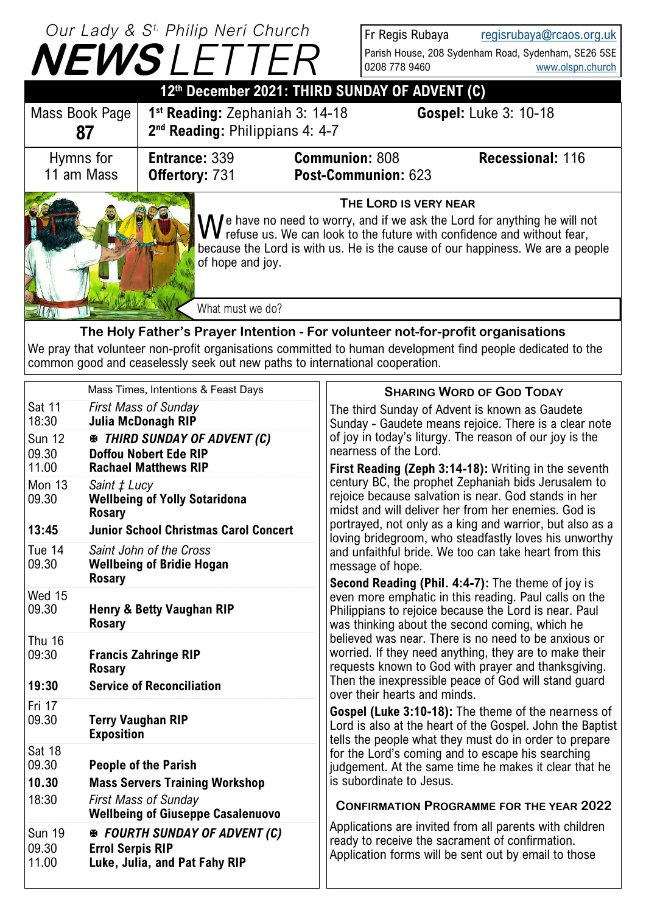# Our Lady & St. Philip Neri Church NEWSLETTER

Fr Regis Rubaya regisrubaya@rcaos.org.uk
Parish House, 208 Sydenham Road, Sydenham, SE26 5SE
0208 778 9460 www.olspn.church

## 12th December 2021: THIRD SUNDAY OF ADVENT (C)

| Mass Book Page **87** | **1st Reading:** Zephaniah 3: 14-18 **2nd Reading:** Philippians 4: 4-7 | **Gospel:** Luke 3: 10-18 | |
|---|---|---|---|
| Hymns for 11 am Mass | **Entrance:** 339 **Offertory:** 731 | **Communion:** 808 **Post-Communion:** 623 | **Recessional:** 116 |

### THE LORD IS VERY NEAR

We have no need to worry, and if we ask the Lord for anything he will not refuse us. We can look to the future with confidence and without fear, because the Lord is with us. He is the cause of our happiness. We are a people of hope and joy.

What must we do?

### The Holy Father's Prayer Intention - For volunteer not-for-profit organisations

We pray that volunteer non-profit organisations committed to human development find people dedicated to the common good and ceaselessly seek out new paths to international cooperation.

| | Mass Times, Intentions & Feast Days |
|---|---|
| Sat 11 18:30 | *First Mass of Sunday* **Julia McDonagh RIP** |
| Sun 12 09.30 11.00 | ✠ ***THIRD SUNDAY OF ADVENT (C)*** **Doffou Nobert Ede RIP** **Rachael Matthews RIP** |
| Mon 13 09.30 | *Saint ‡ Lucy* **Wellbeing of Yolly Sotaridona** **Rosary** |
| **13:45** | **Junior School Christmas Carol Concert** |
| Tue 14 09.30 | *Saint John of the Cross* **Wellbeing of Bridie Hogan** **Rosary** |
| Wed 15 09.30 | **Henry & Betty Vaughan RIP** **Rosary** |
| Thu 16 09:30 | **Francis Zahringe RIP** **Rosary** |
| **19:30** | **Service of Reconciliation** |
| Fri 17 09.30 | **Terry Vaughan RIP** **Exposition** |
| Sat 18 09.30 | **People of the Parish** |
| **10.30** | **Mass Servers Training Workshop** |
| 18:30 | *First Mass of Sunday* **Wellbeing of Giuseppe Casalenuovo** |
| Sun 19 09.30 11.00 | ✠ ***FOURTH SUNDAY OF ADVENT (C)*** **Errol Serpis RIP** **Luke, Julia, and Pat Fahy RIP** |

### SHARING WORD OF GOD TODAY

The third Sunday of Advent is known as Gaudete Sunday - Gaudete means rejoice. There is a clear note of joy in today's liturgy. The reason of our joy is the nearness of the Lord.

**First Reading (Zeph 3:14-18):** Writing in the seventh century BC, the prophet Zephaniah bids Jerusalem to rejoice because salvation is near. God stands in her midst and will deliver her from her enemies. God is portrayed, not only as a king and warrior, but also as a loving bridegroom, who steadfastly loves his unworthy and unfaithful bride. We too can take heart from this message of hope.

**Second Reading (Phil. 4:4-7):** The theme of joy is even more emphatic in this reading. Paul calls on the Philippians to rejoice because the Lord is near. Paul was thinking about the second coming, which he believed was near. There is no need to be anxious or worried. If they need anything, they are to make their requests known to God with prayer and thanksgiving. Then the inexpressible peace of God will stand guard over their hearts and minds.

**Gospel (Luke 3:10-18):** The theme of the nearness of Lord is also at the heart of the Gospel. John the Baptist tells the people what they must do in order to prepare for the Lord's coming and to escape his searching judgement. At the same time he makes it clear that he is subordinate to Jesus.

### CONFIRMATION PROGRAMME FOR THE YEAR 2022

Applications are invited from all parents with children ready to receive the sacrament of confirmation. Application forms will be sent out by email to those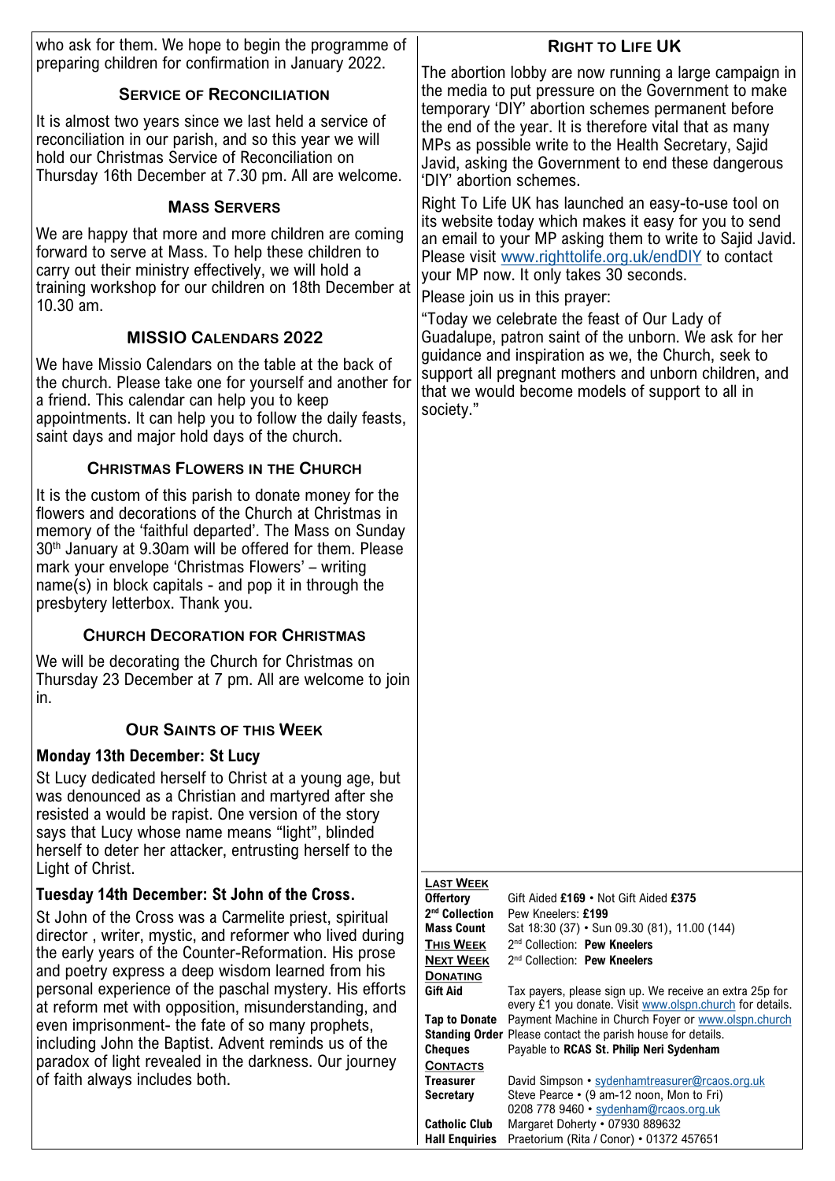who ask for them. We hope to begin the programme of preparing children for confirmation in January 2022.

## Service of Reconciliation

It is almost two years since we last held a service of reconciliation in our parish, and so this year we will hold our Christmas Service of Reconciliation on Thursday 16th December at 7.30 pm. All are welcome.

## Mass Servers

We are happy that more and more children are coming forward to serve at Mass. To help these children to carry out their ministry effectively, we will hold a training workshop for our children on 18th December at 10.30 am.

## MISSIO Calendars 2022

We have Missio Calendars on the table at the back of the church. Please take one for yourself and another for a friend. This calendar can help you to keep appointments. It can help you to follow the daily feasts, saint days and major hold days of the church.

## Christmas Flowers in the Church

It is the custom of this parish to donate money for the flowers and decorations of the Church at Christmas in memory of the 'faithful departed'. The Mass on Sunday 30th January at 9.30am will be offered for them. Please mark your envelope 'Christmas Flowers' – writing name(s) in block capitals - and pop it in through the presbytery letterbox. Thank you.

## Church Decoration for Christmas

We will be decorating the Church for Christmas on Thursday 23 December at 7 pm. All are welcome to join in.

## Our Saints of this Week

### Monday 13th December: St Lucy

St Lucy dedicated herself to Christ at a young age, but was denounced as a Christian and martyred after she resisted a would be rapist. One version of the story says that Lucy whose name means "light", blinded herself to deter her attacker, entrusting herself to the Light of Christ.

### Tuesday 14th December: St John of the Cross.

St John of the Cross was a Carmelite priest, spiritual director , writer, mystic, and reformer who lived during the early years of the Counter-Reformation. His prose and poetry express a deep wisdom learned from his personal experience of the paschal mystery. His efforts at reform met with opposition, misunderstanding, and even imprisonment- the fate of so many prophets, including John the Baptist. Advent reminds us of the paradox of light revealed in the darkness. Our journey of faith always includes both.

## Right to Life UK

The abortion lobby are now running a large campaign in the media to put pressure on the Government to make temporary 'DIY' abortion schemes permanent before the end of the year. It is therefore vital that as many MPs as possible write to the Health Secretary, Sajid Javid, asking the Government to end these dangerous 'DIY' abortion schemes.

Right To Life UK has launched an easy-to-use tool on its website today which makes it easy for you to send an email to your MP asking them to write to Sajid Javid. Please visit www.righttolife.org.uk/endDIY to contact your MP now. It only takes 30 seconds.

Please join us in this prayer:

"Today we celebrate the feast of Our Lady of Guadalupe, patron saint of the unborn. We ask for her guidance and inspiration as we, the Church, seek to support all pregnant mothers and unborn children, and that we would become models of support to all in society."

| | |
|---|---|
| **Last Week** | |
| **Offertory** | Gift Aided **£169** • Not Gift Aided **£375** |
| **2nd Collection** | Pew Kneelers: **£199** |
| **Mass Count** | Sat 18:30 (37) • Sun 09.30 (81), 11.00 (144) |
| **This Week** | 2nd Collection: **Pew Kneelers** |
| **Next Week** | 2nd Collection: **Pew Kneelers** |
| **Donating** | |
| **Gift Aid** | Tax payers, please sign up. We receive an extra 25p for every £1 you donate. Visit www.olspn.church for details. |
| **Tap to Donate** | Payment Machine in Church Foyer or www.olspn.church |
| **Standing Order** | Please contact the parish house for details. |
| **Cheques** | Payable to **RCAS St. Philip Neri Sydenham** |
| **Contacts** | |
| **Treasurer** | David Simpson • sydenhamtreasurer@rcaos.org.uk |
| **Secretary** | Steve Pearce • (9 am-12 noon, Mon to Fri) 0208 778 9460 • sydenham@rcaos.org.uk |
| **Catholic Club** | Margaret Doherty • 07930 889632 |
| **Hall Enquiries** | Praetorium (Rita / Conor) • 01372 457651 |